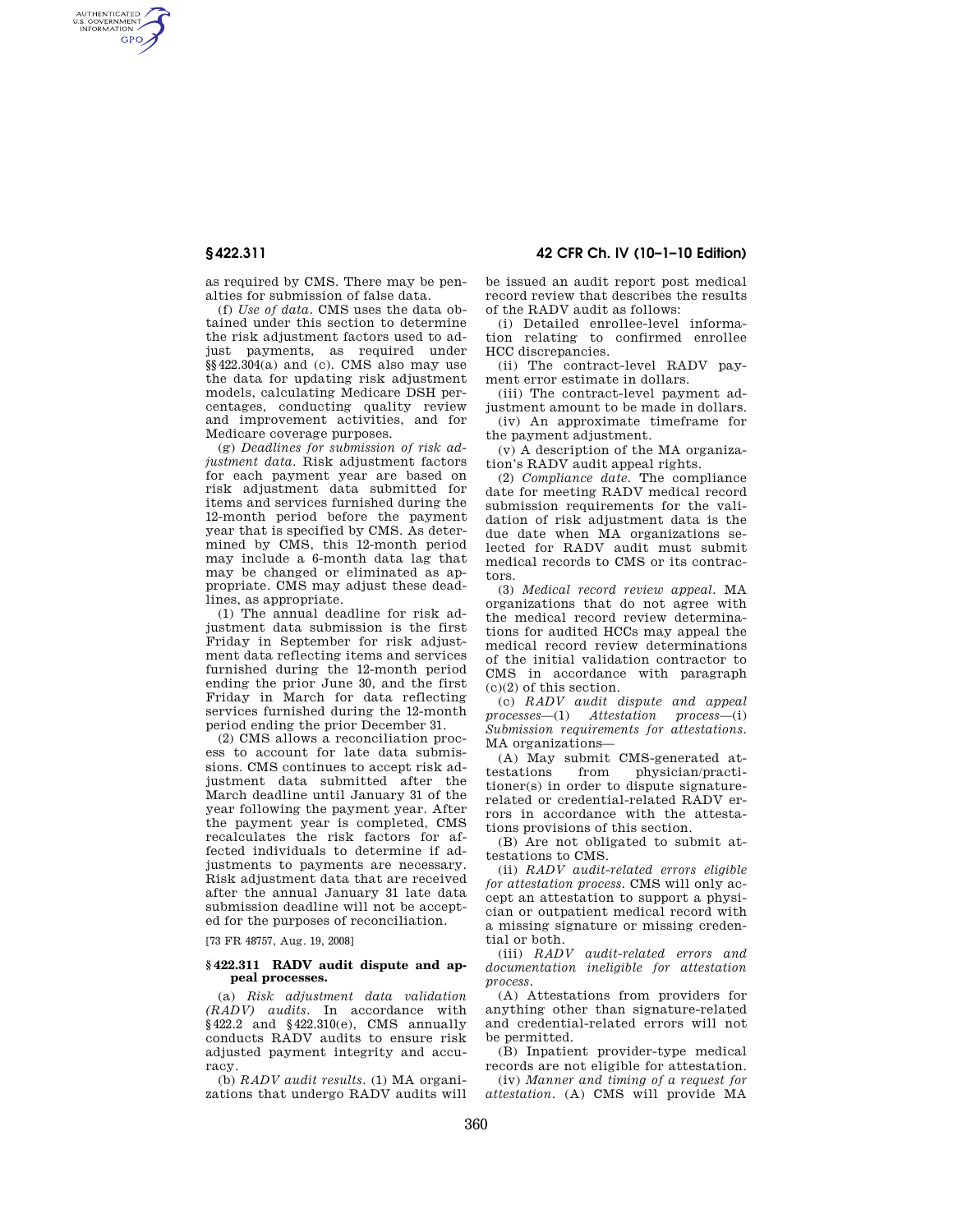as required by CMS. There may be penalties for submission of false data.

(f) *Use of data.* CMS uses the data obtained under this section to determine the risk adjustment factors used to adjust payments, as required under §§422.304(a) and (c). CMS also may use the data for updating risk adjustment models, calculating Medicare DSH percentages, conducting quality review and improvement activities, and for Medicare coverage purposes.

(g) *Deadlines for submission of risk adjustment data.* Risk adjustment factors for each payment year are based on risk adjustment data submitted for items and services furnished during the 12-month period before the payment year that is specified by CMS. As determined by CMS, this 12-month period may include a 6-month data lag that may be changed or eliminated as appropriate. CMS may adjust these deadlines, as appropriate.

(1) The annual deadline for risk adjustment data submission is the first Friday in September for risk adjustment data reflecting items and services furnished during the 12-month period ending the prior June 30, and the first Friday in March for data reflecting services furnished during the 12-month period ending the prior December 31.

(2) CMS allows a reconciliation process to account for late data submissions. CMS continues to accept risk adjustment data submitted after the March deadline until January 31 of the year following the payment year. After the payment year is completed, CMS recalculates the risk factors for affected individuals to determine if adjustments to payments are necessary. Risk adjustment data that are received after the annual January 31 late data submission deadline will not be accepted for the purposes of reconciliation.

[73 FR 48757, Aug. 19, 2008]

### §422.311 RADV audit dispute and appeal processes.

(a) *Risk adjustment data validation (RADV) audits.* In accordance with §422.2 and §422.310(e), CMS annually conducts RADV audits to ensure risk adjusted payment integrity and accuracy.

(b) *RADV audit results.* (1) MA organizations that undergo RADV audits will be issued an audit report post medical record review that describes the results of the RADV audit as follows:

(i) Detailed enrollee-level information relating to confirmed enrollee HCC discrepancies.

(ii) The contract-level RADV payment error estimate in dollars.

(iii) The contract-level payment adjustment amount to be made in dollars.

(iv) An approximate timeframe for the payment adjustment.

(v) A description of the MA organization's RADV audit appeal rights.

(2) *Compliance date.* The compliance date for meeting RADV medical record submission requirements for the validation of risk adjustment data is the due date when MA organizations selected for RADV audit must submit medical records to CMS or its contractors.

(3) *Medical record review appeal.* MA organizations that do not agree with the medical record review determinations for audited HCCs may appeal the medical record review determinations of the initial validation contractor to CMS in accordance with paragraph (c)(2) of this section.

(c) *RADV audit dispute and appeal processes*—(1) *Attestation process*—(i) *Submission requirements for attestations.* MA organizations—

(A) May submit CMS-generated attestations from physician/practitioner(s) in order to dispute signature-related or credential-related RADV errors in accordance with the attestations provisions of this section.

(B) Are not obligated to submit attestations to CMS.

(ii) *RADV audit-related errors eligible for attestation process.* CMS will only accept an attestation to support a physician or outpatient medical record with a missing signature or missing credential or both.

(iii) *RADV audit-related errors and documentation ineligible for attestation process.*

(A) Attestations from providers for anything other than signature-related and credential-related errors will not be permitted.

(B) Inpatient provider-type medical records are not eligible for attestation.

(iv) *Manner and timing of a request for attestation.* (A) CMS will provide MA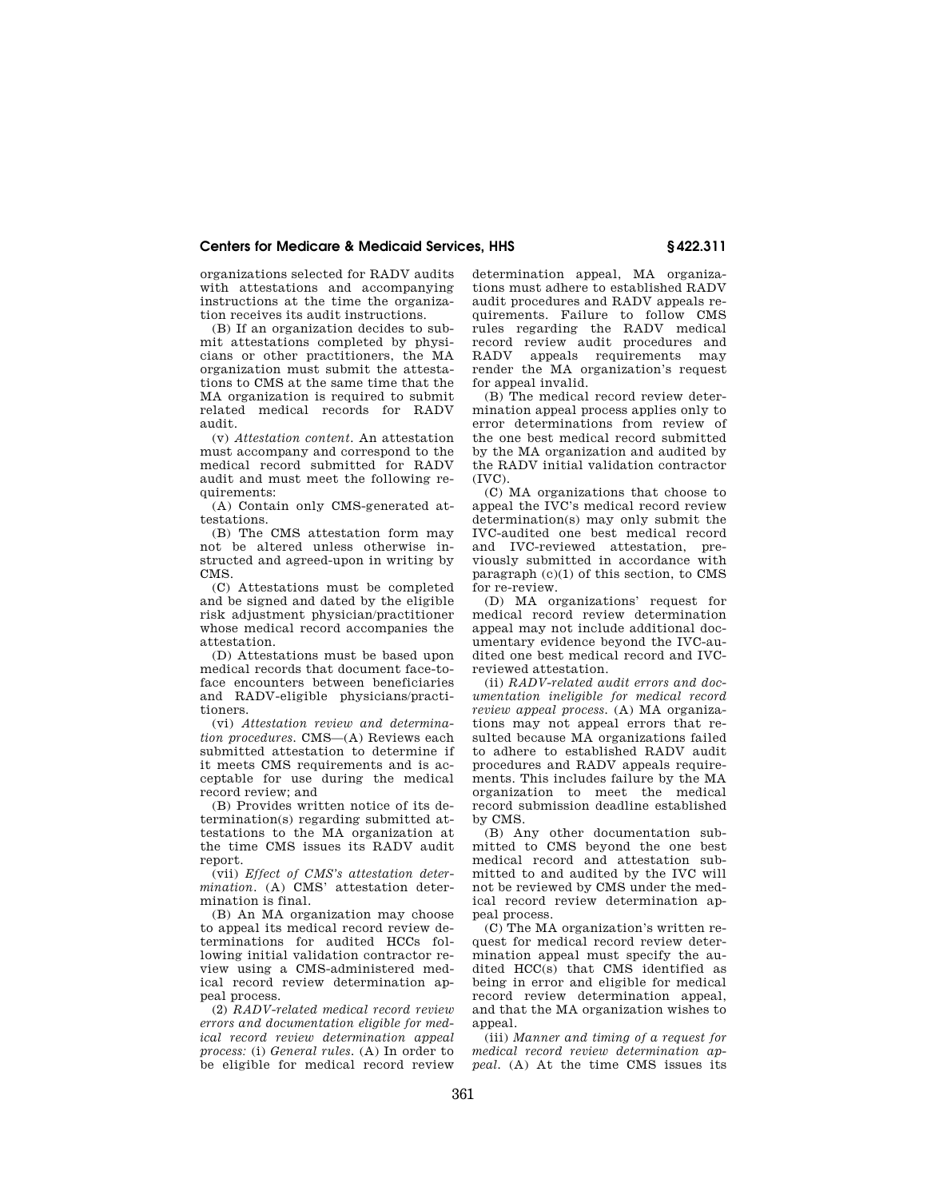organizations selected for RADV audits with attestations and accompanying instructions at the time the organization receives its audit instructions.

(B) If an organization decides to submit attestations completed by physicians or other practitioners, the MA organization must submit the attestations to CMS at the same time that the MA organization is required to submit related medical records for RADV audit.

(v) *Attestation content.* An attestation must accompany and correspond to the medical record submitted for RADV audit and must meet the following requirements:

(A) Contain only CMS-generated attestations.

(B) The CMS attestation form may not be altered unless otherwise instructed and agreed-upon in writing by CMS.

(C) Attestations must be completed and be signed and dated by the eligible risk adjustment physician/practitioner whose medical record accompanies the attestation.

(D) Attestations must be based upon medical records that document face-to-face encounters between beneficiaries and RADV-eligible physicians/practitioners.

(vi) *Attestation review and determination procedures.* CMS—(A) Reviews each submitted attestation to determine if it meets CMS requirements and is acceptable for use during the medical record review; and

(B) Provides written notice of its determination(s) regarding submitted attestations to the MA organization at the time CMS issues its RADV audit report.

(vii) *Effect of CMS's attestation determination.* (A) CMS' attestation determination is final.

(B) An MA organization may choose to appeal its medical record review determinations for audited HCCs following initial validation contractor review using a CMS-administered medical record review determination appeal process.

(2) *RADV-related medical record review errors and documentation eligible for medical record review determination appeal process:* (i) *General rules.* (A) In order to be eligible for medical record review determination appeal, MA organizations must adhere to established RADV audit procedures and RADV appeals requirements. Failure to follow CMS rules regarding the RADV medical record review audit procedures and RADV appeals requirements may render the MA organization's request for appeal invalid.

(B) The medical record review determination appeal process applies only to error determinations from review of the one best medical record submitted by the MA organization and audited by the RADV initial validation contractor (IVC).

(C) MA organizations that choose to appeal the IVC's medical record review determination(s) may only submit the IVC-audited one best medical record and IVC-reviewed attestation, previously submitted in accordance with paragraph (c)(1) of this section, to CMS for re-review.

(D) MA organizations' request for medical record review determination appeal may not include additional documentary evidence beyond the IVC-audited one best medical record and IVC-reviewed attestation.

(ii) *RADV-related audit errors and documentation ineligible for medical record review appeal process.* (A) MA organizations may not appeal errors that resulted because MA organizations failed to adhere to established RADV audit procedures and RADV appeals requirements. This includes failure by the MA organization to meet the medical record submission deadline established by CMS.

(B) Any other documentation submitted to CMS beyond the one best medical record and attestation submitted to and audited by the IVC will not be reviewed by CMS under the medical record review determination appeal process.

(C) The MA organization's written request for medical record review determination appeal must specify the audited HCC(s) that CMS identified as being in error and eligible for medical record review determination appeal, and that the MA organization wishes to appeal.

(iii) *Manner and timing of a request for medical record review determination appeal.* (A) At the time CMS issues its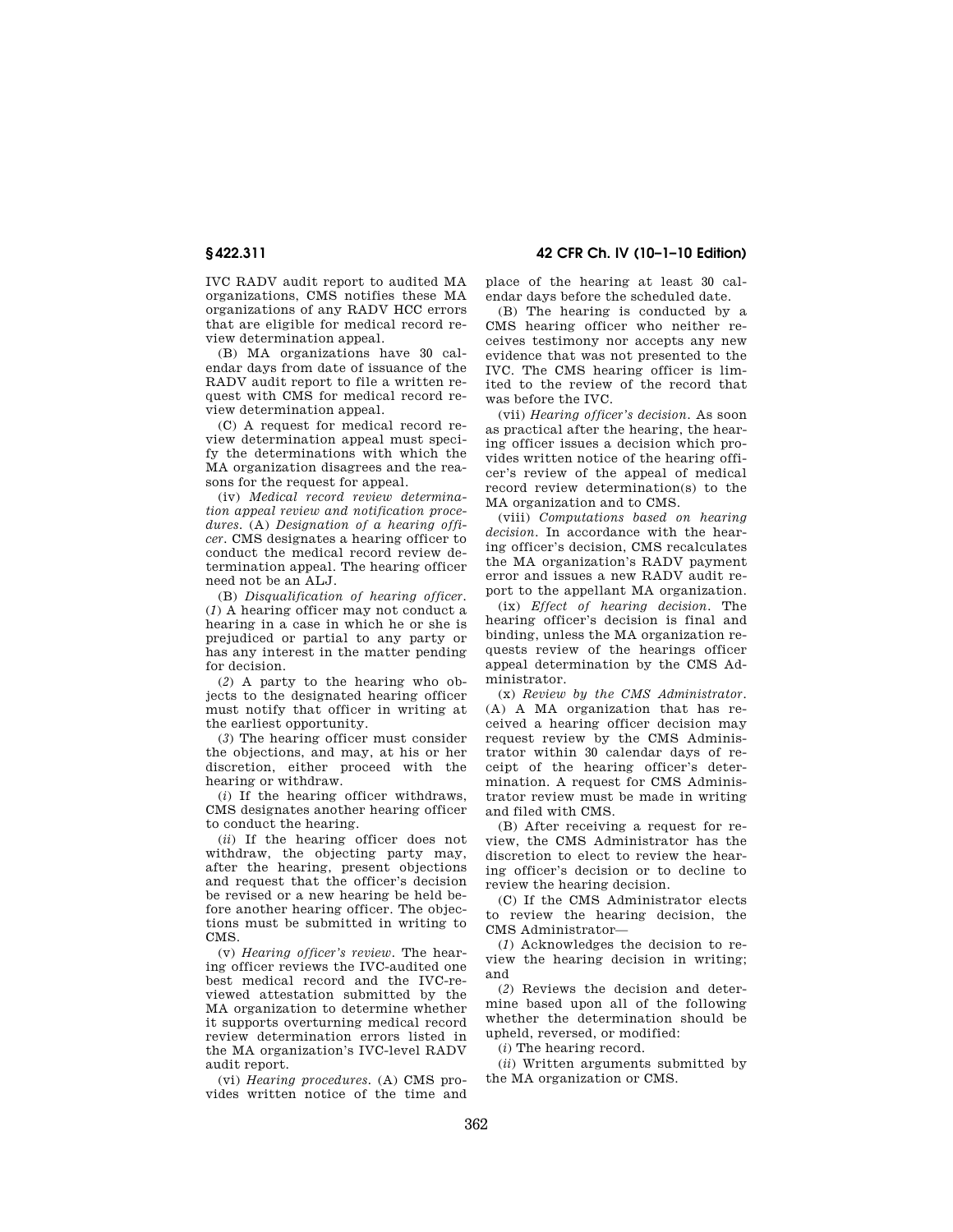IVC RADV audit report to audited MA organizations, CMS notifies these MA organizations of any RADV HCC errors that are eligible for medical record review determination appeal.

(B) MA organizations have 30 calendar days from date of issuance of the RADV audit report to file a written request with CMS for medical record review determination appeal.

(C) A request for medical record review determination appeal must specify the determinations with which the MA organization disagrees and the reasons for the request for appeal.

(iv) *Medical record review determination appeal review and notification procedures.* (A) *Designation of a hearing officer.* CMS designates a hearing officer to conduct the medical record review determination appeal. The hearing officer need not be an ALJ.

(B) *Disqualification of hearing officer.* (*1*) A hearing officer may not conduct a hearing in a case in which he or she is prejudiced or partial to any party or has any interest in the matter pending for decision.

(*2*) A party to the hearing who objects to the designated hearing officer must notify that officer in writing at the earliest opportunity.

(*3*) The hearing officer must consider the objections, and may, at his or her discretion, either proceed with the hearing or withdraw.

(*i*) If the hearing officer withdraws, CMS designates another hearing officer to conduct the hearing.

(*ii*) If the hearing officer does not withdraw, the objecting party may, after the hearing, present objections and request that the officer's decision be revised or a new hearing be held before another hearing officer. The objections must be submitted in writing to CMS.

(v) *Hearing officer's review.* The hearing officer reviews the IVC-audited one best medical record and the IVC-reviewed attestation submitted by the MA organization to determine whether it supports overturning medical record review determination errors listed in the MA organization's IVC-level RADV audit report.

(vi) *Hearing procedures.* (A) CMS provides written notice of the time and place of the hearing at least 30 calendar days before the scheduled date.

(B) The hearing is conducted by a CMS hearing officer who neither receives testimony nor accepts any new evidence that was not presented to the IVC. The CMS hearing officer is limited to the review of the record that was before the IVC.

(vii) *Hearing officer's decision.* As soon as practical after the hearing, the hearing officer issues a decision which provides written notice of the hearing officer's review of the appeal of medical record review determination(s) to the MA organization and to CMS.

(viii) *Computations based on hearing decision.* In accordance with the hearing officer's decision, CMS recalculates the MA organization's RADV payment error and issues a new RADV audit report to the appellant MA organization.

(ix) *Effect of hearing decision.* The hearing officer's decision is final and binding, unless the MA organization requests review of the hearings officer appeal determination by the CMS Administrator.

(x) *Review by the CMS Administrator.* (A) A MA organization that has received a hearing officer decision may request review by the CMS Administrator within 30 calendar days of receipt of the hearing officer's determination. A request for CMS Administrator review must be made in writing and filed with CMS.

(B) After receiving a request for review, the CMS Administrator has the discretion to elect to review the hearing officer's decision or to decline to review the hearing decision.

(C) If the CMS Administrator elects to review the hearing decision, the CMS Administrator—

(*1*) Acknowledges the decision to review the hearing decision in writing; and

(*2*) Reviews the decision and determine based upon all of the following whether the determination should be upheld, reversed, or modified:

(*i*) The hearing record.

(*ii*) Written arguments submitted by the MA organization or CMS.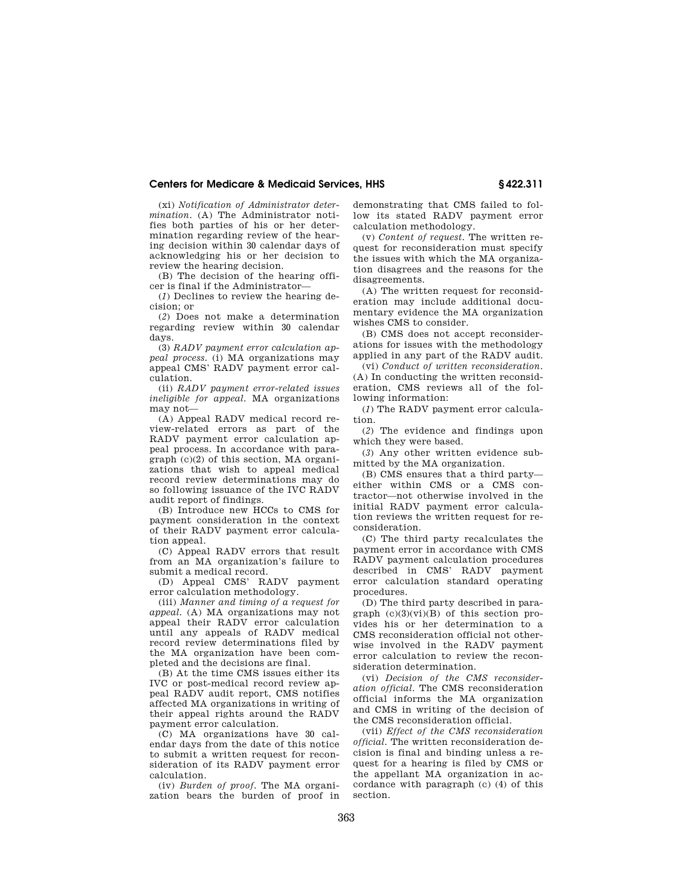(xi) *Notification of Administrator determination.* (A) The Administrator notifies both parties of his or her determination regarding review of the hearing decision within 30 calendar days of acknowledging his or her decision to review the hearing decision.

(B) The decision of the hearing officer is final if the Administrator—

(*1*) Declines to review the hearing decision; or

(*2*) Does not make a determination regarding review within 30 calendar days.

(3) *RADV payment error calculation appeal process.* (i) MA organizations may appeal CMS' RADV payment error calculation.

(ii) *RADV payment error-related issues ineligible for appeal.* MA organizations may not—

(A) Appeal RADV medical record review-related errors as part of the RADV payment error calculation appeal process. In accordance with paragraph (c)(2) of this section, MA organizations that wish to appeal medical record review determinations may do so following issuance of the IVC RADV audit report of findings.

(B) Introduce new HCCs to CMS for payment consideration in the context of their RADV payment error calculation appeal.

(C) Appeal RADV errors that result from an MA organization's failure to submit a medical record.

(D) Appeal CMS' RADV payment error calculation methodology.

(iii) *Manner and timing of a request for appeal.* (A) MA organizations may not appeal their RADV error calculation until any appeals of RADV medical record review determinations filed by the MA organization have been completed and the decisions are final.

(B) At the time CMS issues either its IVC or post-medical record review appeal RADV audit report, CMS notifies affected MA organizations in writing of their appeal rights around the RADV payment error calculation.

(C) MA organizations have 30 calendar days from the date of this notice to submit a written request for reconsideration of its RADV payment error calculation.

(iv) *Burden of proof.* The MA organization bears the burden of proof in demonstrating that CMS failed to follow its stated RADV payment error calculation methodology.

(v) *Content of request.* The written request for reconsideration must specify the issues with which the MA organization disagrees and the reasons for the disagreements.

(A) The written request for reconsideration may include additional documentary evidence the MA organization wishes CMS to consider.

(B) CMS does not accept reconsiderations for issues with the methodology applied in any part of the RADV audit.

(vi) *Conduct of written reconsideration.* (A) In conducting the written reconsideration, CMS reviews all of the following information:

(*1*) The RADV payment error calculation.

(*2*) The evidence and findings upon which they were based.

(*3*) Any other written evidence submitted by the MA organization.

(B) CMS ensures that a third party—either within CMS or a CMS contractor—not otherwise involved in the initial RADV payment error calculation reviews the written request for reconsideration.

(C) The third party recalculates the payment error in accordance with CMS RADV payment calculation procedures described in CMS' RADV payment error calculation standard operating procedures.

(D) The third party described in paragraph (c)(3)(vi)(B) of this section provides his or her determination to a CMS reconsideration official not otherwise involved in the RADV payment error calculation to review the reconsideration determination.

(vi) *Decision of the CMS reconsideration official.* The CMS reconsideration official informs the MA organization and CMS in writing of the decision of the CMS reconsideration official.

(vii) *Effect of the CMS reconsideration official.* The written reconsideration decision is final and binding unless a request for a hearing is filed by CMS or the appellant MA organization in accordance with paragraph (c) (4) of this section.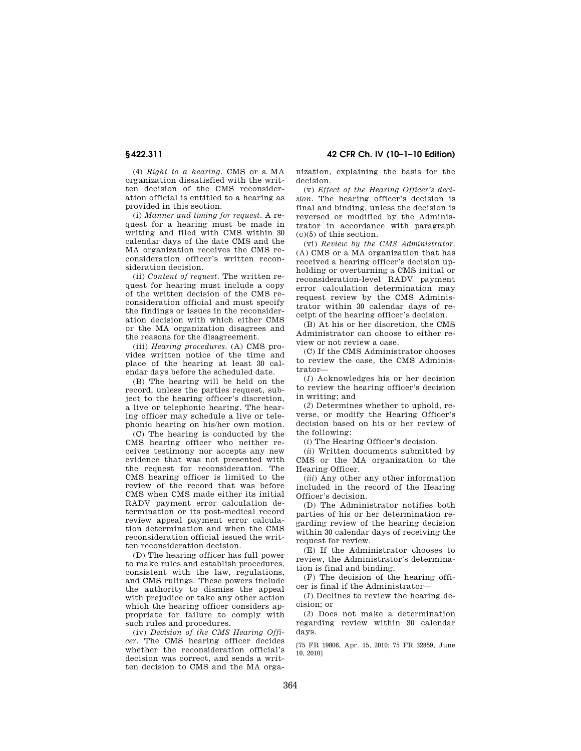(4) *Right to a hearing.* CMS or a MA organization dissatisfied with the written decision of the CMS reconsideration official is entitled to a hearing as provided in this section.

(i) *Manner and timing for request.* A request for a hearing must be made in writing and filed with CMS within 30 calendar days of the date CMS and the MA organization receives the CMS reconsideration officer's written reconsideration decision.

(ii) *Content of request.* The written request for hearing must include a copy of the written decision of the CMS reconsideration official and must specify the findings or issues in the reconsideration decision with which either CMS or the MA organization disagrees and the reasons for the disagreement.

(iii) *Hearing procedures.* (A) CMS provides written notice of the time and place of the hearing at least 30 calendar days before the scheduled date.

(B) The hearing will be held on the record, unless the parties request, subject to the hearing officer's discretion, a live or telephonic hearing. The hearing officer may schedule a live or telephonic hearing on his/her own motion.

(C) The hearing is conducted by the CMS hearing officer who neither receives testimony nor accepts any new evidence that was not presented with the request for reconsideration. The CMS hearing officer is limited to the review of the record that was before CMS when CMS made either its initial RADV payment error calculation determination or its post-medical record review appeal payment error calculation determination and when the CMS reconsideration official issued the written reconsideration decision.

(D) The hearing officer has full power to make rules and establish procedures, consistent with the law, regulations, and CMS rulings. These powers include the authority to dismiss the appeal with prejudice or take any other action which the hearing officer considers appropriate for failure to comply with such rules and procedures.

(iv) *Decision of the CMS Hearing Officer.* The CMS hearing officer decides whether the reconsideration official's decision was correct, and sends a written decision to CMS and the MA organization, explaining the basis for the decision.

(v) *Effect of the Hearing Officer's decision.* The hearing officer's decision is final and binding, unless the decision is reversed or modified by the Administrator in accordance with paragraph (c)(5) of this section.

(vi) *Review by the CMS Administrator.* (A) CMS or a MA organization that has received a hearing officer's decision upholding or overturning a CMS initial or reconsideration-level RADV payment error calculation determination may request review by the CMS Administrator within 30 calendar days of receipt of the hearing officer's decision.

(B) At his or her discretion, the CMS Administrator can choose to either review or not review a case.

(C) If the CMS Administrator chooses to review the case, the CMS Administrator—

(*1*) Acknowledges his or her decision to review the hearing officer's decision in writing; and

(*2*) Determines whether to uphold, reverse, or modify the Hearing Officer's decision based on his or her review of the following:

(*i*) The Hearing Officer's decision.

(*ii*) Written documents submitted by CMS or the MA organization to the Hearing Officer.

(*iii*) Any other any other information included in the record of the Hearing Officer's decision.

(D) The Administrator notifies both parties of his or her determination regarding review of the hearing decision within 30 calendar days of receiving the request for review.

(E) If the Administrator chooses to review, the Administrator's determination is final and binding.

(F) The decision of the hearing officer is final if the Administrator—

(*1*) Declines to review the hearing decision; or

(*2*) Does not make a determination regarding review within 30 calendar days.

[75 FR 19806, Apr. 15, 2010; 75 FR 32859, June 10, 2010]